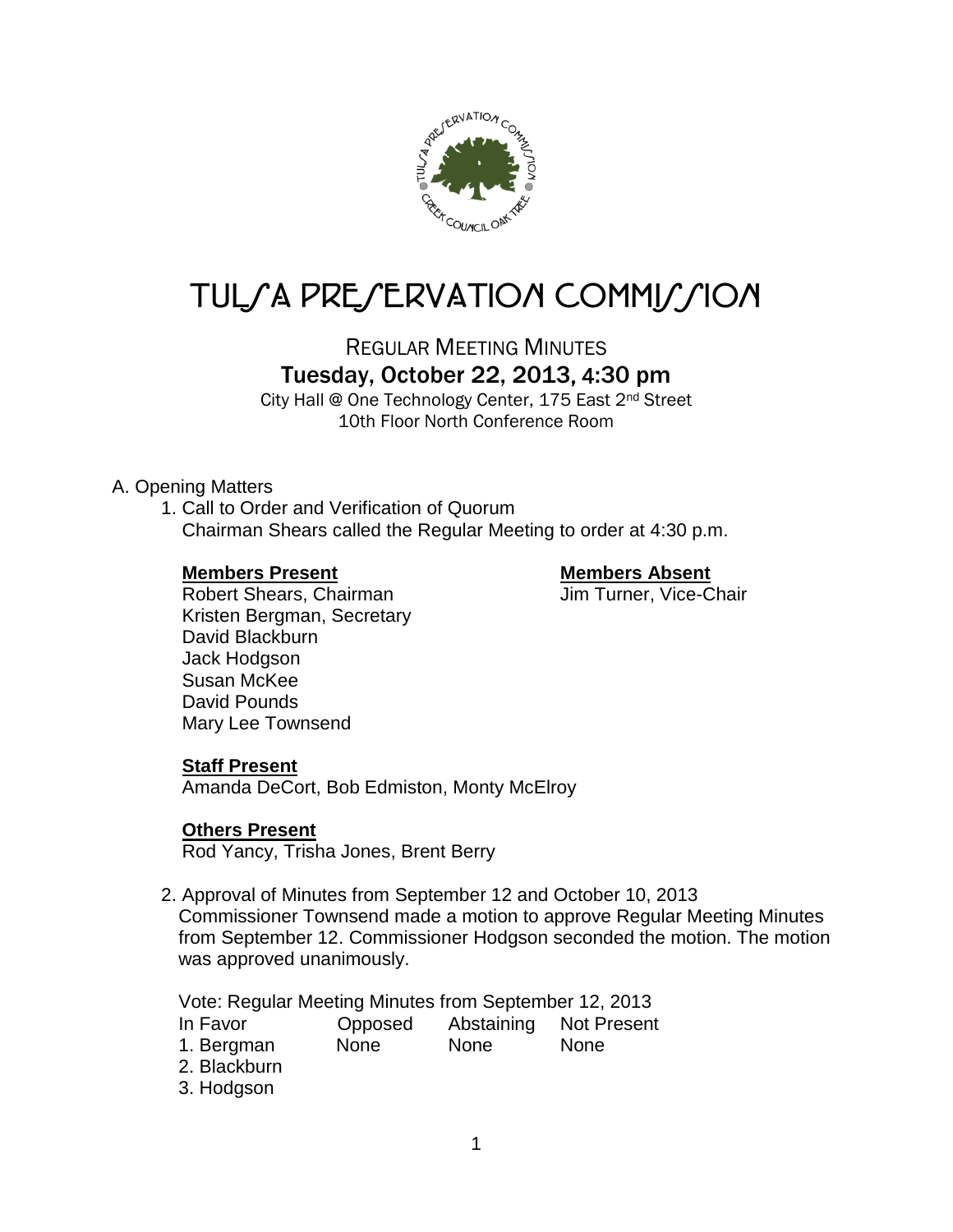# TULSA PRESERVATION COMMISSION

## REGULAR MEETING MINUTES

### Tuesday, October 22, 2013, 4:30 pm

City Hall @ One Technology Center, 175 East 2nd Street
10th Floor North Conference Room

A. Opening Matters

1. Call to Order and Verification of Quorum
   Chairman Shears called the Regular Meeting to order at 4:30 p.m.

**Members Present**
Robert Shears, Chairman
Kristen Bergman, Secretary
David Blackburn
Jack Hodgson
Susan McKee
David Pounds
Mary Lee Townsend

**Members Absent**
Jim Turner, Vice-Chair

**Staff Present**
Amanda DeCort, Bob Edmiston, Monty McElroy

**Others Present**
Rod Yancy, Trisha Jones, Brent Berry

2. Approval of Minutes from September 12 and October 10, 2013
   Commissioner Townsend made a motion to approve Regular Meeting Minutes from September 12. Commissioner Hodgson seconded the motion. The motion was approved unanimously.

Vote: Regular Meeting Minutes from September 12, 2013

| In Favor | Opposed | Abstaining | Not Present |
|---|---|---|---|
| 1. Bergman | None | None | None |
| 2. Blackburn | | | |
| 3. Hodgson | | | |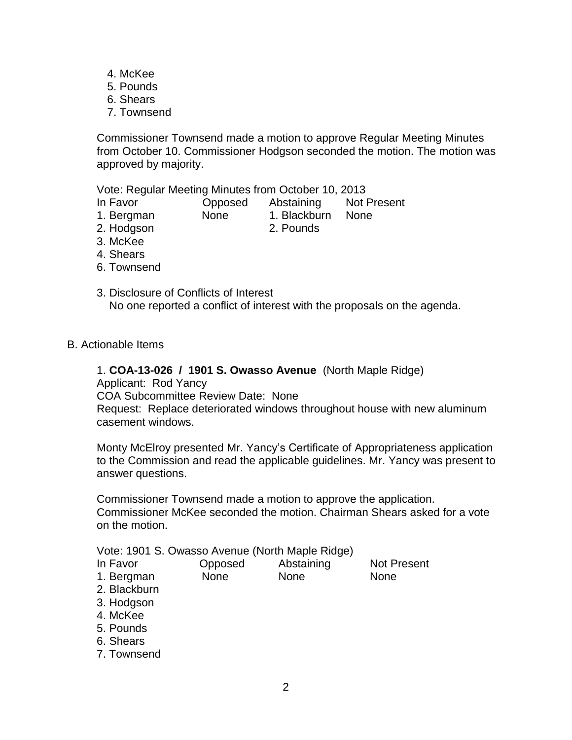4. McKee
5. Pounds
6. Shears
7. Townsend

Commissioner Townsend made a motion to approve Regular Meeting Minutes from October 10. Commissioner Hodgson seconded the motion. The motion was approved by majority.

Vote: Regular Meeting Minutes from October 10, 2013

| In Favor | Opposed | Abstaining | Not Present |
|---|---|---|---|
| 1. Bergman | None | 1. Blackburn | None |
| 2. Hodgson | | 2. Pounds | |
| 3. McKee | | | |
| 4. Shears | | | |
| 6. Townsend | | | |

3. Disclosure of Conflicts of Interest
   No one reported a conflict of interest with the proposals on the agenda.

B. Actionable Items

1. **COA-13-026 / 1901 S. Owasso Avenue** (North Maple Ridge)
Applicant: Rod Yancy
COA Subcommittee Review Date: None
Request: Replace deteriorated windows throughout house with new aluminum casement windows.

Monty McElroy presented Mr. Yancy's Certificate of Appropriateness application to the Commission and read the applicable guidelines. Mr. Yancy was present to answer questions.

Commissioner Townsend made a motion to approve the application. Commissioner McKee seconded the motion. Chairman Shears asked for a vote on the motion.

Vote: 1901 S. Owasso Avenue (North Maple Ridge)

| In Favor | Opposed | Abstaining | Not Present |
|---|---|---|---|
| 1. Bergman | None | None | None |
| 2. Blackburn | | | |
| 3. Hodgson | | | |
| 4. McKee | | | |
| 5. Pounds | | | |
| 6. Shears | | | |
| 7. Townsend | | | |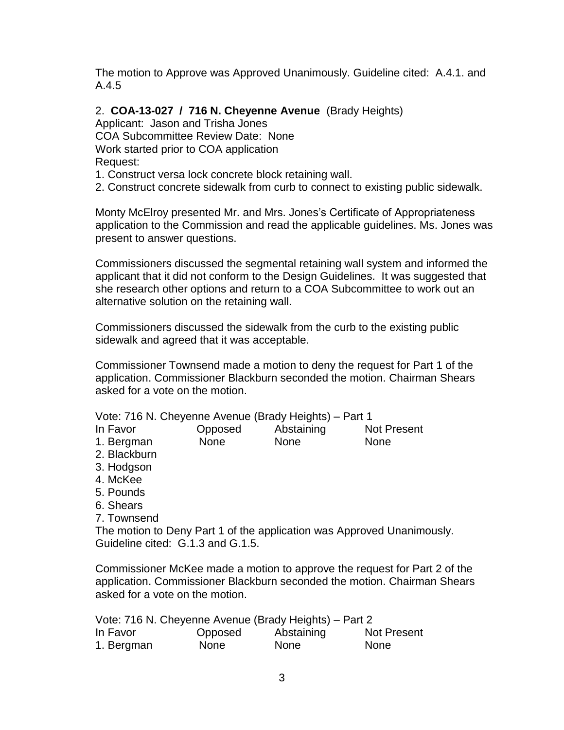The motion to Approve was Approved Unanimously. Guideline cited: A.4.1. and A.4.5

2. **COA-13-027 / 716 N. Cheyenne Avenue** (Brady Heights)
Applicant: Jason and Trisha Jones
COA Subcommittee Review Date: None
Work started prior to COA application
Request:
1. Construct versa lock concrete block retaining wall.
2. Construct concrete sidewalk from curb to connect to existing public sidewalk.

Monty McElroy presented Mr. and Mrs. Jones's Certificate of Appropriateness application to the Commission and read the applicable guidelines. Ms. Jones was present to answer questions.

Commissioners discussed the segmental retaining wall system and informed the applicant that it did not conform to the Design Guidelines. It was suggested that she research other options and return to a COA Subcommittee to work out an alternative solution on the retaining wall.

Commissioners discussed the sidewalk from the curb to the existing public sidewalk and agreed that it was acceptable.

Commissioner Townsend made a motion to deny the request for Part 1 of the application. Commissioner Blackburn seconded the motion. Chairman Shears asked for a vote on the motion.

Vote: 716 N. Cheyenne Avenue (Brady Heights) – Part 1

| In Favor | Opposed | Abstaining | Not Present |
|---|---|---|---|
| 1. Bergman | None | None | None |
| 2. Blackburn | | | |
| 3. Hodgson | | | |
| 4. McKee | | | |
| 5. Pounds | | | |
| 6. Shears | | | |
| 7. Townsend | | | |

The motion to Deny Part 1 of the application was Approved Unanimously. Guideline cited: G.1.3 and G.1.5.

Commissioner McKee made a motion to approve the request for Part 2 of the application. Commissioner Blackburn seconded the motion. Chairman Shears asked for a vote on the motion.

Vote: 716 N. Cheyenne Avenue (Brady Heights) – Part 2

| In Favor | Opposed | Abstaining | Not Present |
|---|---|---|---|
| 1. Bergman | None | None | None |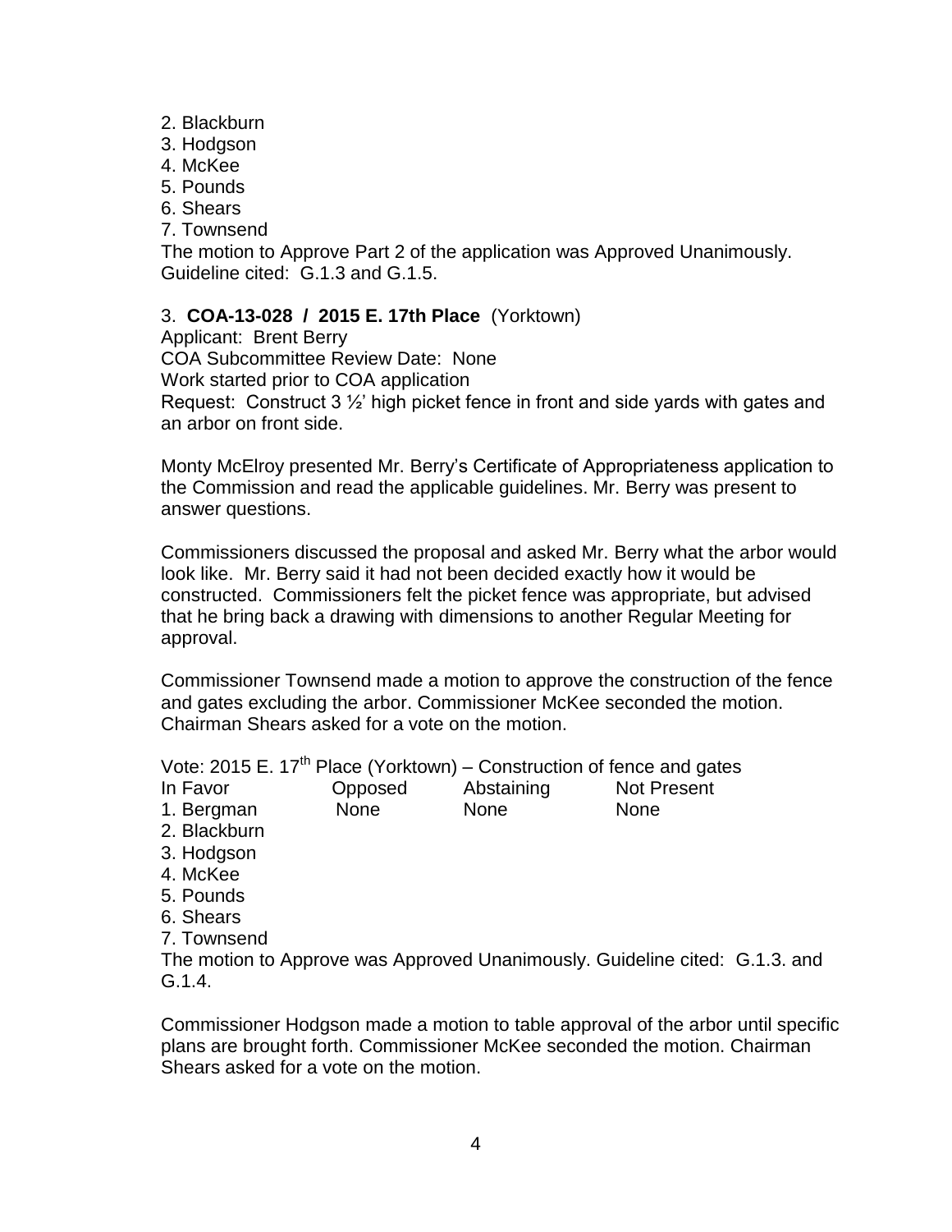2. Blackburn
3. Hodgson
4. McKee
5. Pounds
6. Shears
7. Townsend

The motion to Approve Part 2 of the application was Approved Unanimously. Guideline cited: G.1.3 and G.1.5.

3. **COA-13-028 / 2015 E. 17th Place** (Yorktown)
Applicant: Brent Berry
COA Subcommittee Review Date: None
Work started prior to COA application
Request: Construct 3 ½' high picket fence in front and side yards with gates and an arbor on front side.

Monty McElroy presented Mr. Berry's Certificate of Appropriateness application to the Commission and read the applicable guidelines. Mr. Berry was present to answer questions.

Commissioners discussed the proposal and asked Mr. Berry what the arbor would look like. Mr. Berry said it had not been decided exactly how it would be constructed. Commissioners felt the picket fence was appropriate, but advised that he bring back a drawing with dimensions to another Regular Meeting for approval.

Commissioner Townsend made a motion to approve the construction of the fence and gates excluding the arbor. Commissioner McKee seconded the motion. Chairman Shears asked for a vote on the motion.

Vote: 2015 E. 17th Place (Yorktown) – Construction of fence and gates

| In Favor | Opposed | Abstaining | Not Present |
|---|---|---|---|
| 1. Bergman | None | None | None |
| 2. Blackburn | | | |
| 3. Hodgson | | | |
| 4. McKee | | | |
| 5. Pounds | | | |
| 6. Shears | | | |
| 7. Townsend | | | |

The motion to Approve was Approved Unanimously. Guideline cited: G.1.3. and G.1.4.

Commissioner Hodgson made a motion to table approval of the arbor until specific plans are brought forth. Commissioner McKee seconded the motion. Chairman Shears asked for a vote on the motion.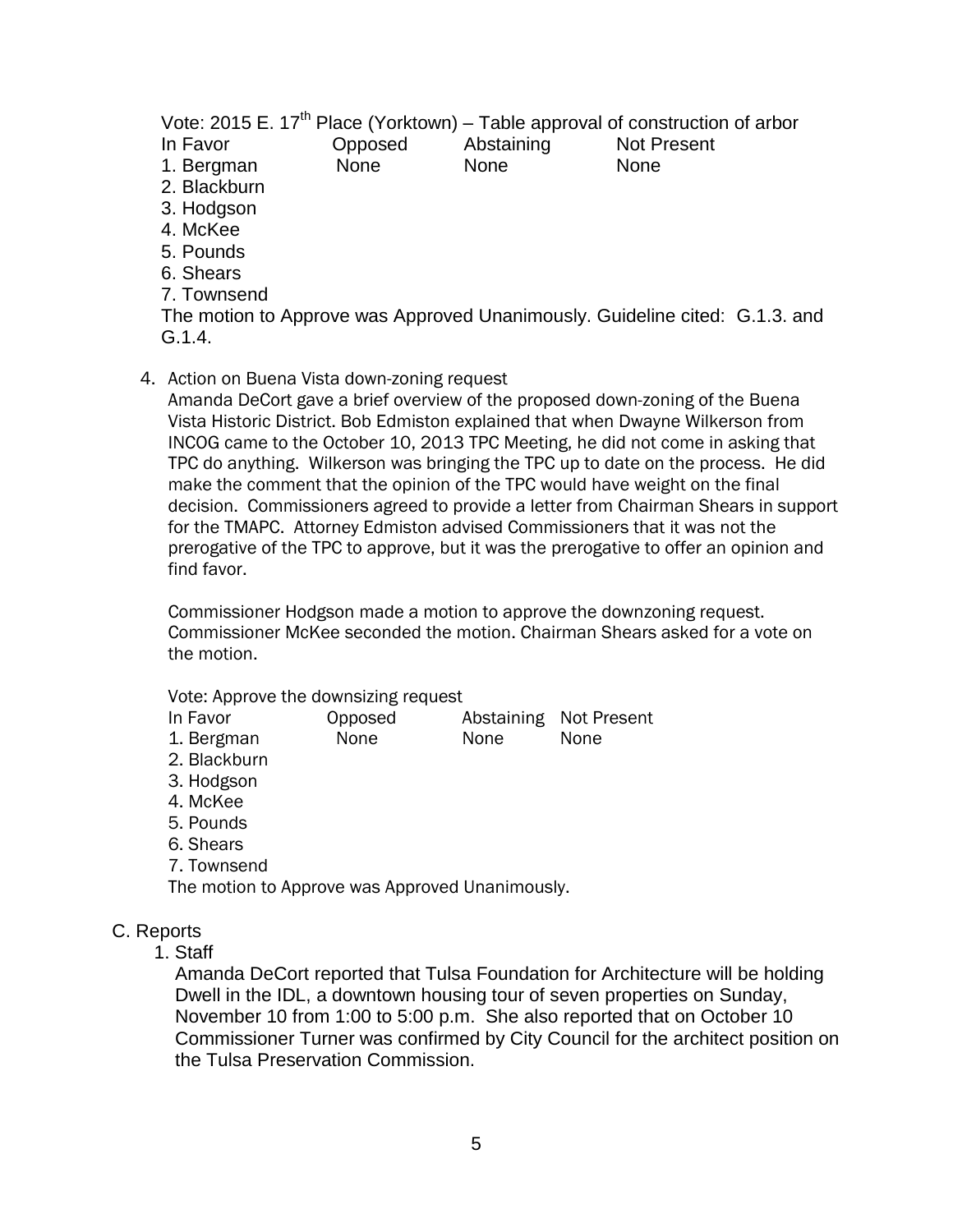Vote: 2015 E. 17th Place (Yorktown) – Table approval of construction of arbor

| In Favor | Opposed | Abstaining | Not Present |
|---|---|---|---|
| 1. Bergman | None | None | None |
| 2. Blackburn | | | |
| 3. Hodgson | | | |
| 4. McKee | | | |
| 5. Pounds | | | |
| 6. Shears | | | |
| 7. Townsend | | | |

The motion to Approve was Approved Unanimously. Guideline cited: G.1.3. and G.1.4.

4. Action on Buena Vista down-zoning request

   Amanda DeCort gave a brief overview of the proposed down-zoning of the Buena Vista Historic District. Bob Edmiston explained that when Dwayne Wilkerson from INCOG came to the October 10, 2013 TPC Meeting, he did not come in asking that TPC do anything. Wilkerson was bringing the TPC up to date on the process. He did make the comment that the opinion of the TPC would have weight on the final decision. Commissioners agreed to provide a letter from Chairman Shears in support for the TMAPC. Attorney Edmiston advised Commissioners that it was not the prerogative of the TPC to approve, but it was the prerogative to offer an opinion and find favor.

   Commissioner Hodgson made a motion to approve the downzoning request. Commissioner McKee seconded the motion. Chairman Shears asked for a vote on the motion.

   Vote: Approve the downsizing request

| In Favor | Opposed | Abstaining | Not Present |
|---|---|---|---|
| 1. Bergman | None | None | None |
| 2. Blackburn | | | |
| 3. Hodgson | | | |
| 4. McKee | | | |
| 5. Pounds | | | |
| 6. Shears | | | |
| 7. Townsend | | | |

   The motion to Approve was Approved Unanimously.

C. Reports

1. Staff

   Amanda DeCort reported that Tulsa Foundation for Architecture will be holding Dwell in the IDL, a downtown housing tour of seven properties on Sunday, November 10 from 1:00 to 5:00 p.m. She also reported that on October 10 Commissioner Turner was confirmed by City Council for the architect position on the Tulsa Preservation Commission.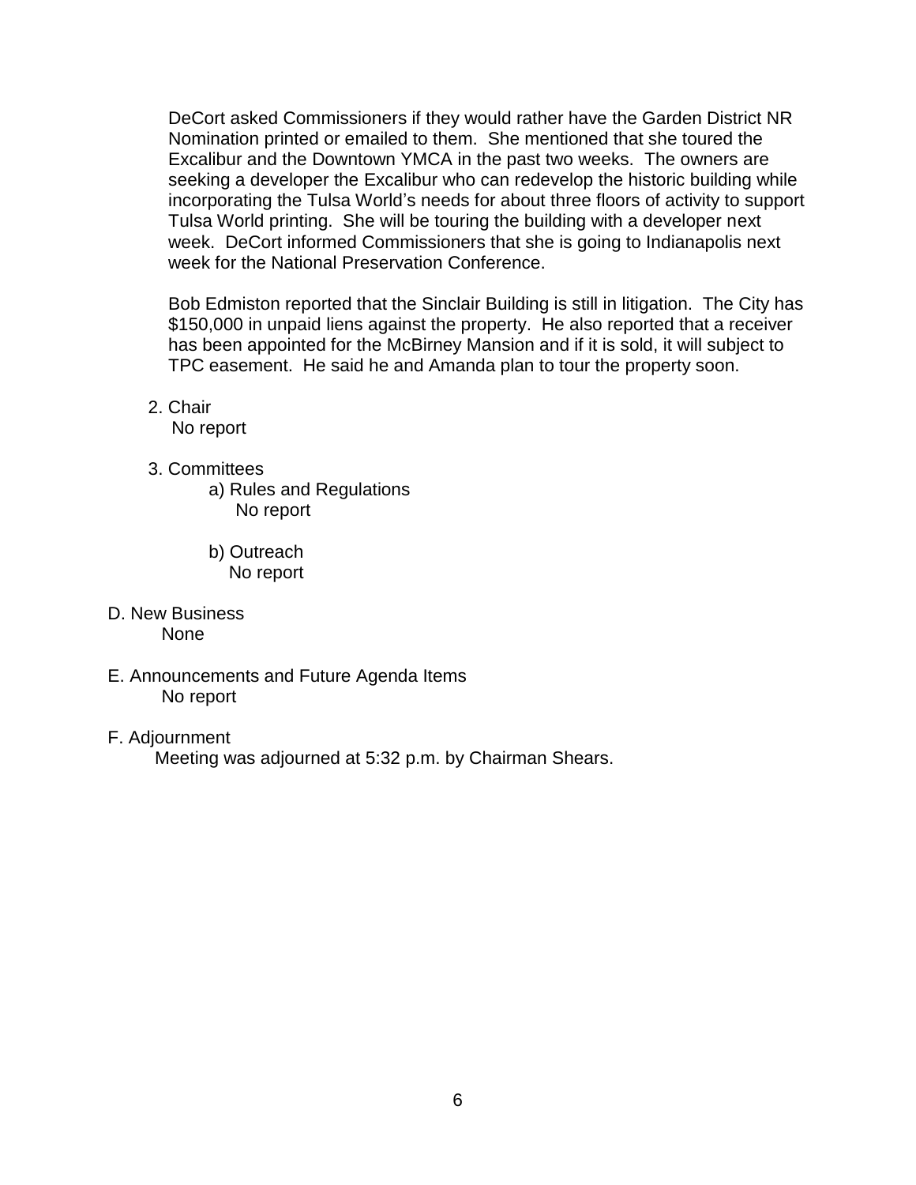DeCort asked Commissioners if they would rather have the Garden District NR Nomination printed or emailed to them. She mentioned that she toured the Excalibur and the Downtown YMCA in the past two weeks. The owners are seeking a developer the Excalibur who can redevelop the historic building while incorporating the Tulsa World's needs for about three floors of activity to support Tulsa World printing. She will be touring the building with a developer next week. DeCort informed Commissioners that she is going to Indianapolis next week for the National Preservation Conference.

Bob Edmiston reported that the Sinclair Building is still in litigation. The City has $150,000 in unpaid liens against the property. He also reported that a receiver has been appointed for the McBirney Mansion and if it is sold, it will subject to TPC easement. He said he and Amanda plan to tour the property soon.

2. Chair
   No report

3. Committees
   a) Rules and Regulations
      No report

   b) Outreach
      No report

D. New Business
   None

E. Announcements and Future Agenda Items
   No report

F. Adjournment
   Meeting was adjourned at 5:32 p.m. by Chairman Shears.